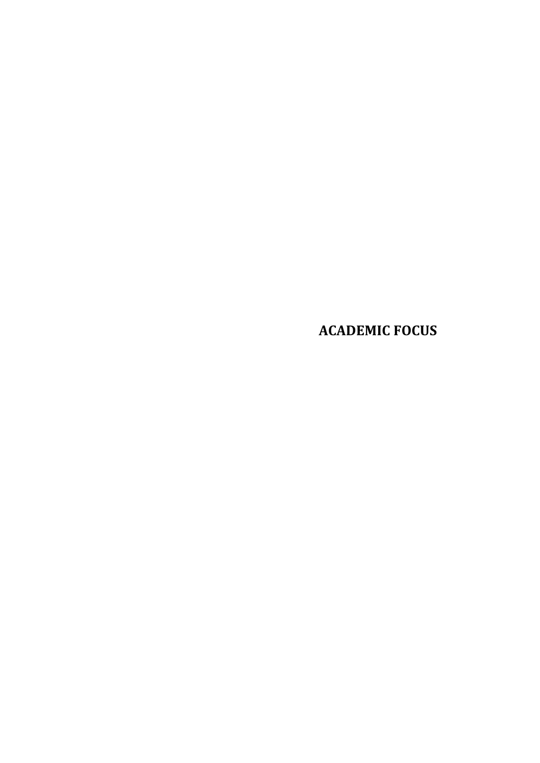# ACADEMIC FOCUS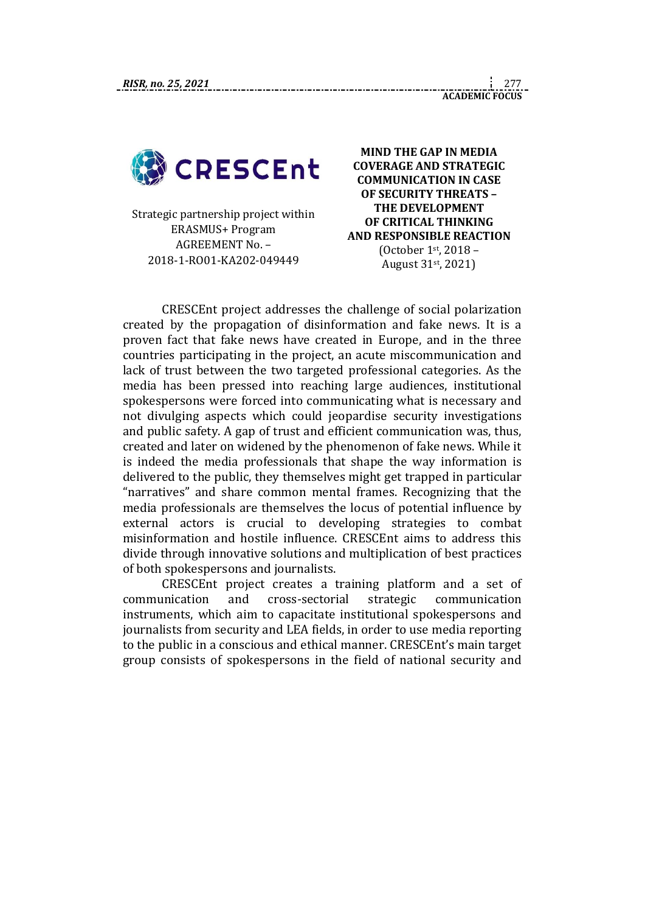**CRESCEnt**

Strategic partnership project within ERASMUS+ Program
AGREEMENT No. – 2018-1-RO01-KA202-049449

**MIND THE GAP IN MEDIA COVERAGE AND STRATEGIC COMMUNICATION IN CASE OF SECURITY THREATS – THE DEVELOPMENT OF CRITICAL THINKING AND RESPONSIBLE REACTION**
(October 1st, 2018 – August 31st, 2021)

CRESCEnt project addresses the challenge of social polarization created by the propagation of disinformation and fake news. It is a proven fact that fake news have created in Europe, and in the three countries participating in the project, an acute miscommunication and lack of trust between the two targeted professional categories. As the media has been pressed into reaching large audiences, institutional spokespersons were forced into communicating what is necessary and not divulging aspects which could jeopardise security investigations and public safety. A gap of trust and efficient communication was, thus, created and later on widened by the phenomenon of fake news. While it is indeed the media professionals that shape the way information is delivered to the public, they themselves might get trapped in particular "narratives" and share common mental frames. Recognizing that the media professionals are themselves the locus of potential influence by external actors is crucial to developing strategies to combat misinformation and hostile influence. CRESCEnt aims to address this divide through innovative solutions and multiplication of best practices of both spokespersons and journalists.

CRESCEnt project creates a training platform and a set of communication and cross-sectorial strategic communication instruments, which aim to capacitate institutional spokespersons and journalists from security and LEA fields, in order to use media reporting to the public in a conscious and ethical manner. CRESCEnt's main target group consists of spokespersons in the field of national security and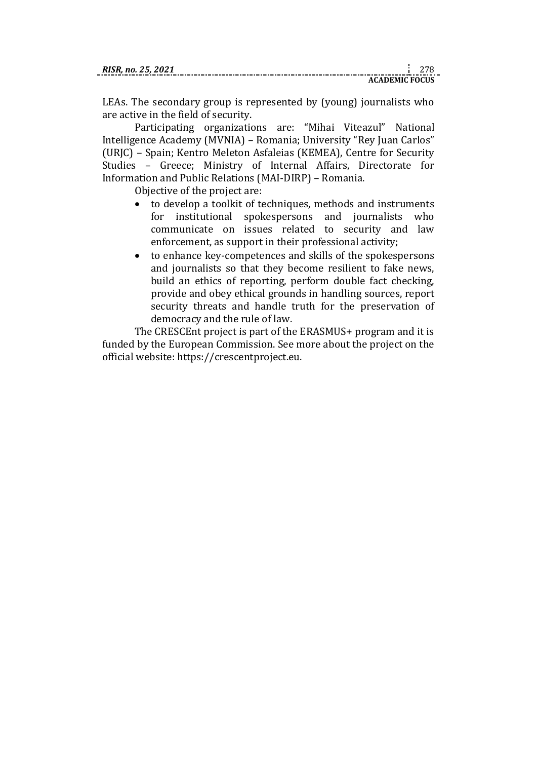LEAs. The secondary group is represented by (young) journalists who are active in the field of security.

Participating organizations are: "Mihai Viteazul" National Intelligence Academy (MVNIA) – Romania; University "Rey Juan Carlos" (URJC) – Spain; Kentro Meleton Asfaleias (KEMEA), Centre for Security Studies – Greece; Ministry of Internal Affairs, Directorate for Information and Public Relations (MAI-DIRP) – Romania.

Objective of the project are:

- to develop a toolkit of techniques, methods and instruments for institutional spokespersons and journalists who communicate on issues related to security and law enforcement, as support in their professional activity;
- to enhance key-competences and skills of the spokespersons and journalists so that they become resilient to fake news, build an ethics of reporting, perform double fact checking, provide and obey ethical grounds in handling sources, report security threats and handle truth for the preservation of democracy and the rule of law.

The CRESCEnt project is part of the ERASMUS+ program and it is funded by the European Commission. See more about the project on the official website: https://crescentproject.eu.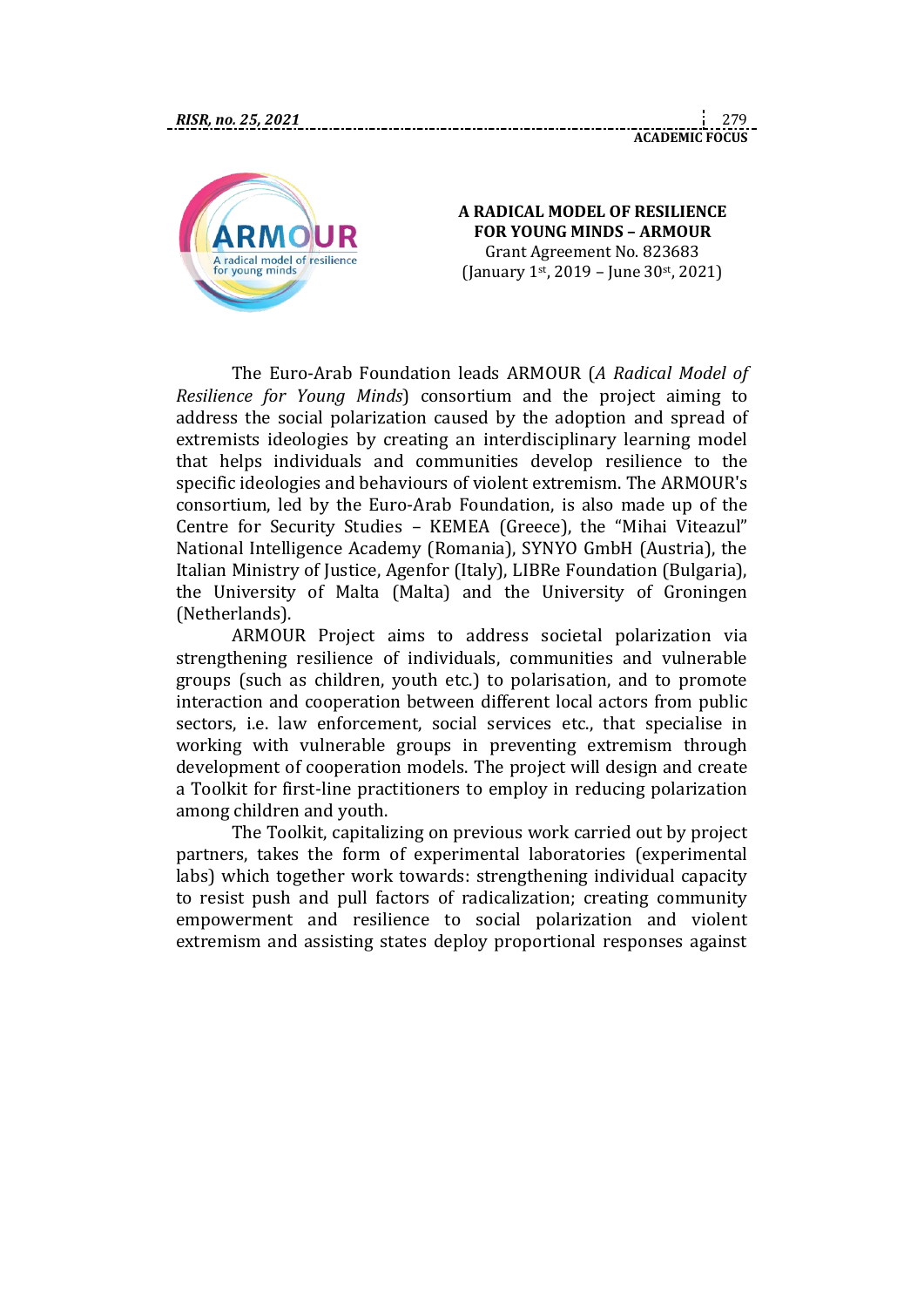ACADEMIC FOCUS

## A RADICAL MODEL OF RESILIENCE FOR YOUNG MINDS – ARMOUR

Grant Agreement No. 823683
(January 1st, 2019 – June 30st, 2021)

The Euro-Arab Foundation leads ARMOUR (*A Radical Model of Resilience for Young Minds*) consortium and the project aiming to address the social polarization caused by the adoption and spread of extremists ideologies by creating an interdisciplinary learning model that helps individuals and communities develop resilience to the specific ideologies and behaviours of violent extremism. The ARMOUR's consortium, led by the Euro-Arab Foundation, is also made up of the Centre for Security Studies – KEMEA (Greece), the "Mihai Viteazul" National Intelligence Academy (Romania), SYNYO GmbH (Austria), the Italian Ministry of Justice, Agenfor (Italy), LIBRe Foundation (Bulgaria), the University of Malta (Malta) and the University of Groningen (Netherlands).

ARMOUR Project aims to address societal polarization via strengthening resilience of individuals, communities and vulnerable groups (such as children, youth etc.) to polarisation, and to promote interaction and cooperation between different local actors from public sectors, i.e. law enforcement, social services etc., that specialise in working with vulnerable groups in preventing extremism through development of cooperation models. The project will design and create a Toolkit for first-line practitioners to employ in reducing polarization among children and youth.

The Toolkit, capitalizing on previous work carried out by project partners, takes the form of experimental laboratories (experimental labs) which together work towards: strengthening individual capacity to resist push and pull factors of radicalization; creating community empowerment and resilience to social polarization and violent extremism and assisting states deploy proportional responses against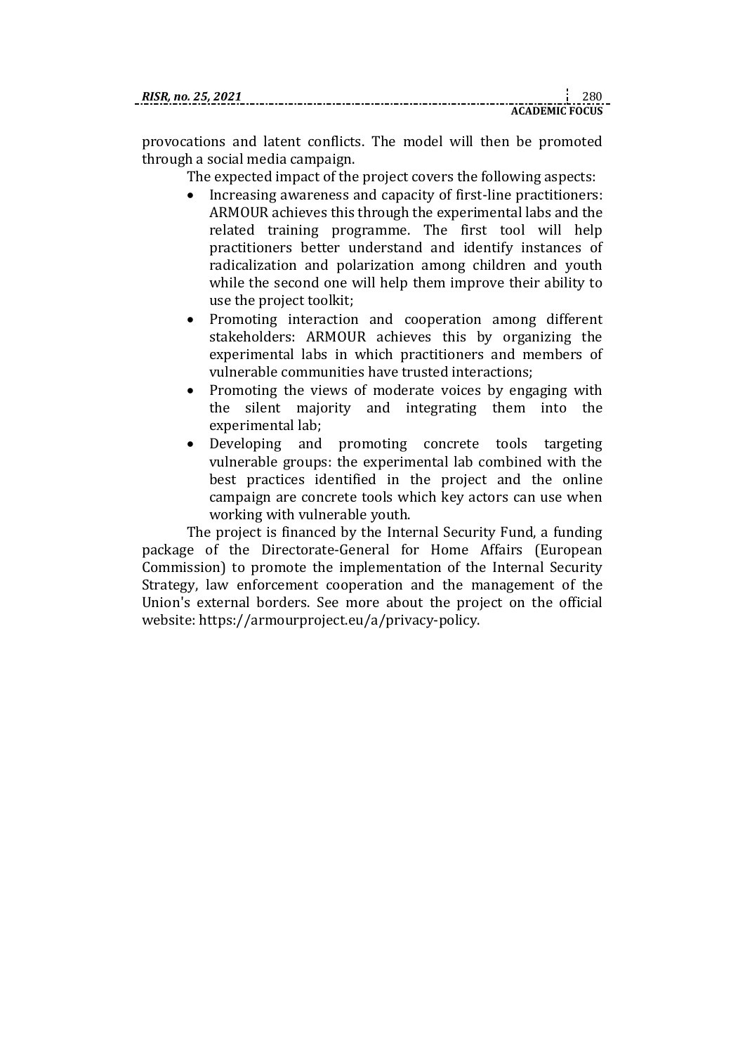provocations and latent conflicts. The model will then be promoted through a social media campaign.

The expected impact of the project covers the following aspects:

- Increasing awareness and capacity of first-line practitioners: ARMOUR achieves this through the experimental labs and the related training programme. The first tool will help practitioners better understand and identify instances of radicalization and polarization among children and youth while the second one will help them improve their ability to use the project toolkit;
- Promoting interaction and cooperation among different stakeholders: ARMOUR achieves this by organizing the experimental labs in which practitioners and members of vulnerable communities have trusted interactions;
- Promoting the views of moderate voices by engaging with the silent majority and integrating them into the experimental lab;
- Developing and promoting concrete tools targeting vulnerable groups: the experimental lab combined with the best practices identified in the project and the online campaign are concrete tools which key actors can use when working with vulnerable youth.

The project is financed by the Internal Security Fund, a funding package of the Directorate-General for Home Affairs (European Commission) to promote the implementation of the Internal Security Strategy, law enforcement cooperation and the management of the Union's external borders. See more about the project on the official website: https://armourproject.eu/a/privacy-policy.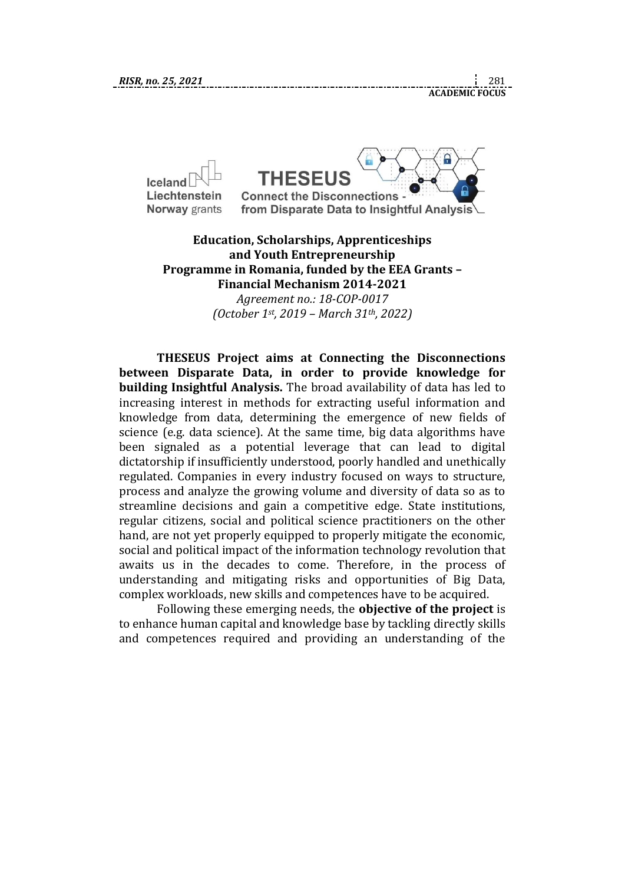Iceland Liechtenstein Norway grants

THESEUS
Connect the Disconnections - from Disparate Data to Insightful Analysis

**Education, Scholarships, Apprenticeships and Youth Entrepreneurship Programme in Romania, funded by the EEA Grants – Financial Mechanism 2014-2021**

*Agreement no.: 18-COP-0017*
*(October 1st, 2019 – March 31th, 2022)*

**THESEUS Project aims at Connecting the Disconnections between Disparate Data, in order to provide knowledge for building Insightful Analysis.** The broad availability of data has led to increasing interest in methods for extracting useful information and knowledge from data, determining the emergence of new fields of science (e.g. data science). At the same time, big data algorithms have been signaled as a potential leverage that can lead to digital dictatorship if insufficiently understood, poorly handled and unethically regulated. Companies in every industry focused on ways to structure, process and analyze the growing volume and diversity of data so as to streamline decisions and gain a competitive edge. State institutions, regular citizens, social and political science practitioners on the other hand, are not yet properly equipped to properly mitigate the economic, social and political impact of the information technology revolution that awaits us in the decades to come. Therefore, in the process of understanding and mitigating risks and opportunities of Big Data, complex workloads, new skills and competences have to be acquired.

Following these emerging needs, the **objective of the project** is to enhance human capital and knowledge base by tackling directly skills and competences required and providing an understanding of the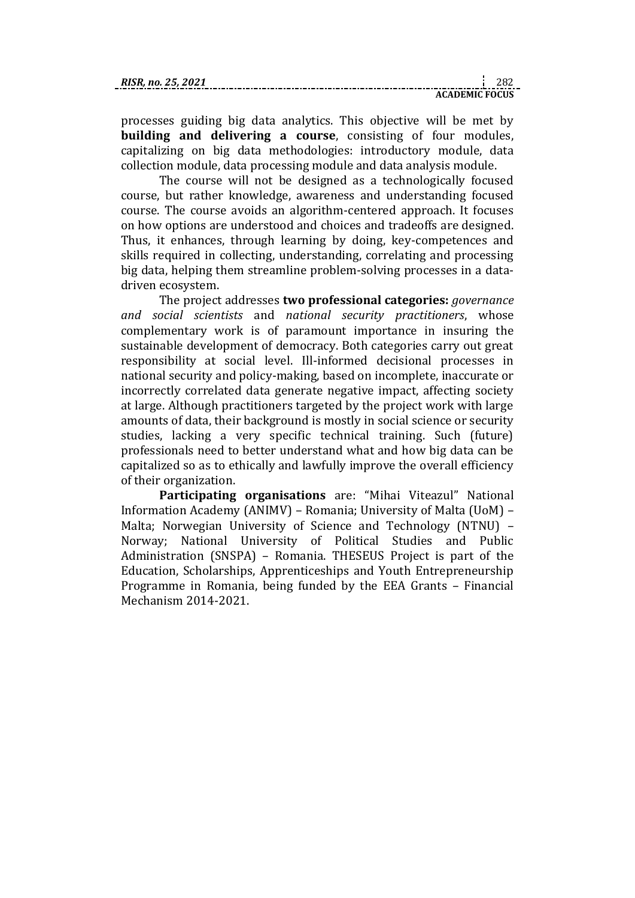processes guiding big data analytics. This objective will be met by **building and delivering a course**, consisting of four modules, capitalizing on big data methodologies: introductory module, data collection module, data processing module and data analysis module.

The course will not be designed as a technologically focused course, but rather knowledge, awareness and understanding focused course. The course avoids an algorithm-centered approach. It focuses on how options are understood and choices and tradeoffs are designed. Thus, it enhances, through learning by doing, key-competences and skills required in collecting, understanding, correlating and processing big data, helping them streamline problem-solving processes in a data-driven ecosystem.

The project addresses **two professional categories:** *governance and social scientists* and *national security practitioners*, whose complementary work is of paramount importance in insuring the sustainable development of democracy. Both categories carry out great responsibility at social level. Ill-informed decisional processes in national security and policy-making, based on incomplete, inaccurate or incorrectly correlated data generate negative impact, affecting society at large. Although practitioners targeted by the project work with large amounts of data, their background is mostly in social science or security studies, lacking a very specific technical training. Such (future) professionals need to better understand what and how big data can be capitalized so as to ethically and lawfully improve the overall efficiency of their organization.

**Participating organisations** are: "Mihai Viteazul" National Information Academy (ANIMV) – Romania; University of Malta (UoM) – Malta; Norwegian University of Science and Technology (NTNU) – Norway; National University of Political Studies and Public Administration (SNSPA) – Romania. THESEUS Project is part of the Education, Scholarships, Apprenticeships and Youth Entrepreneurship Programme in Romania, being funded by the EEA Grants – Financial Mechanism 2014-2021.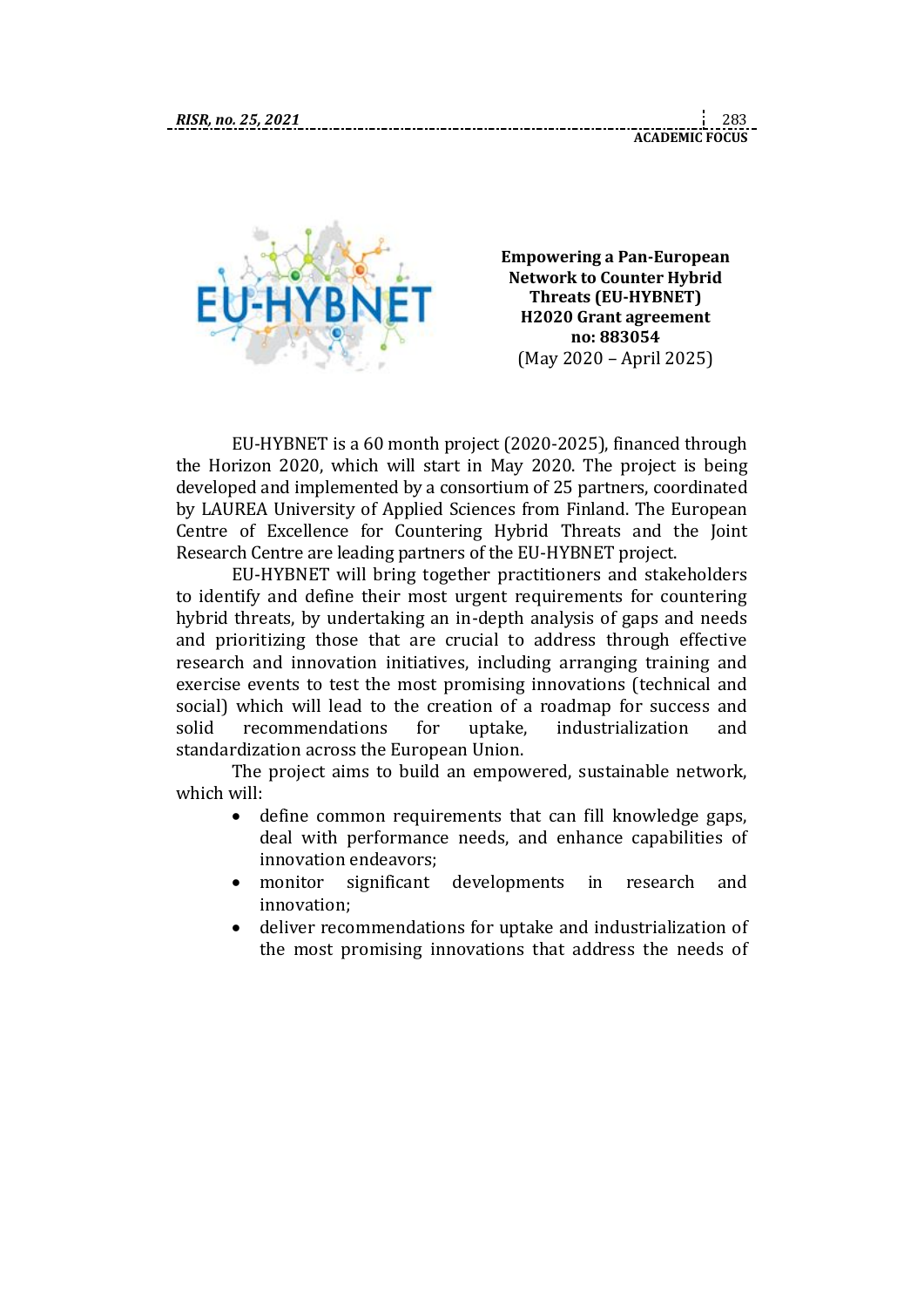**Empowering a Pan-European Network to Counter Hybrid Threats (EU-HYBNET) H2020 Grant agreement no: 883054**
(May 2020 – April 2025)

EU-HYBNET is a 60 month project (2020-2025), financed through the Horizon 2020, which will start in May 2020. The project is being developed and implemented by a consortium of 25 partners, coordinated by LAUREA University of Applied Sciences from Finland. The European Centre of Excellence for Countering Hybrid Threats and the Joint Research Centre are leading partners of the EU-HYBNET project.

EU-HYBNET will bring together practitioners and stakeholders to identify and define their most urgent requirements for countering hybrid threats, by undertaking an in-depth analysis of gaps and needs and prioritizing those that are crucial to address through effective research and innovation initiatives, including arranging training and exercise events to test the most promising innovations (technical and social) which will lead to the creation of a roadmap for success and solid recommendations for uptake, industrialization and standardization across the European Union.

The project aims to build an empowered, sustainable network, which will:

- define common requirements that can fill knowledge gaps, deal with performance needs, and enhance capabilities of innovation endeavors;
- monitor significant developments in research and innovation;
- deliver recommendations for uptake and industrialization of the most promising innovations that address the needs of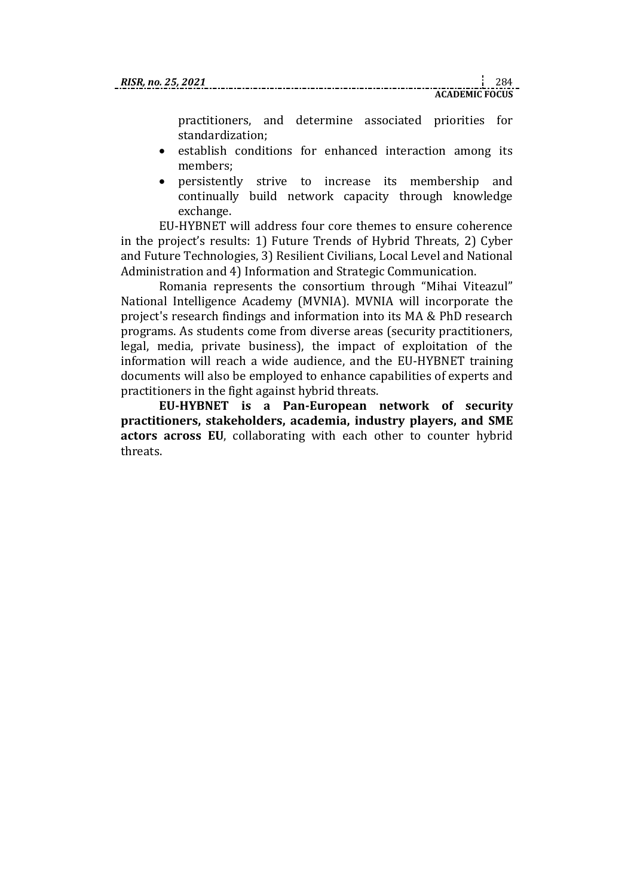practitioners, and determine associated priorities for standardization;

- establish conditions for enhanced interaction among its members;
- persistently strive to increase its membership and continually build network capacity through knowledge exchange.

EU-HYBNET will address four core themes to ensure coherence in the project's results: 1) Future Trends of Hybrid Threats, 2) Cyber and Future Technologies, 3) Resilient Civilians, Local Level and National Administration and 4) Information and Strategic Communication.

Romania represents the consortium through "Mihai Viteazul" National Intelligence Academy (MVNIA). MVNIA will incorporate the project's research findings and information into its MA & PhD research programs. As students come from diverse areas (security practitioners, legal, media, private business), the impact of exploitation of the information will reach a wide audience, and the EU-HYBNET training documents will also be employed to enhance capabilities of experts and practitioners in the fight against hybrid threats.

**EU-HYBNET is a Pan-European network of security practitioners, stakeholders, academia, industry players, and SME actors across EU**, collaborating with each other to counter hybrid threats.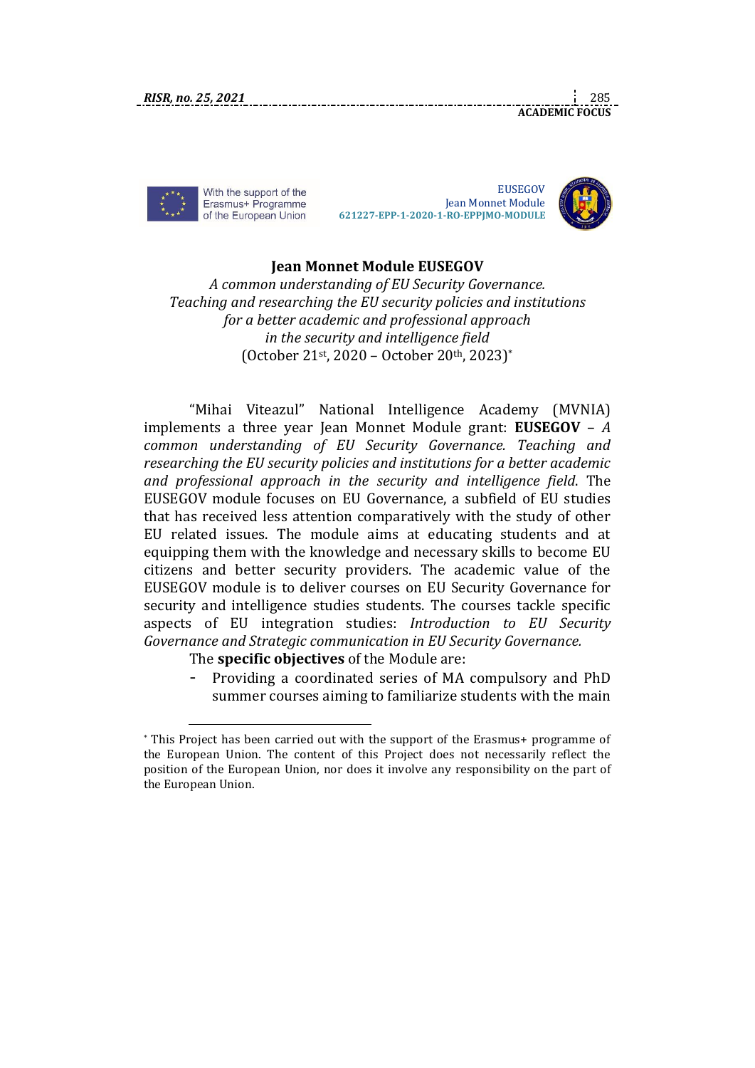With the support of the Erasmus+ Programme of the European Union

EUSEGOV
Jean Monnet Module
621227-EPP-1-2020-1-RO-EPPJMO-MODULE

## Jean Monnet Module EUSEGOV

*A common understanding of EU Security Governance.*
*Teaching and researching the EU security policies and institutions*
*for a better academic and professional approach*
*in the security and intelligence field*
(October 21st, 2020 – October 20th, 2023)*

"Mihai Viteazul" National Intelligence Academy (MVNIA) implements a three year Jean Monnet Module grant: **EUSEGOV** – *A common understanding of EU Security Governance. Teaching and researching the EU security policies and institutions for a better academic and professional approach in the security and intelligence field*. The EUSEGOV module focuses on EU Governance, a subfield of EU studies that has received less attention comparatively with the study of other EU related issues. The module aims at educating students and at equipping them with the knowledge and necessary skills to become EU citizens and better security providers. The academic value of the EUSEGOV module is to deliver courses on EU Security Governance for security and intelligence studies students. The courses tackle specific aspects of EU integration studies: *Introduction to EU Security Governance and Strategic communication in EU Security Governance.*

The **specific objectives** of the Module are:

- Providing a coordinated series of MA compulsory and PhD summer courses aiming to familiarize students with the main

---

* This Project has been carried out with the support of the Erasmus+ programme of the European Union. The content of this Project does not necessarily reflect the position of the European Union, nor does it involve any responsibility on the part of the European Union.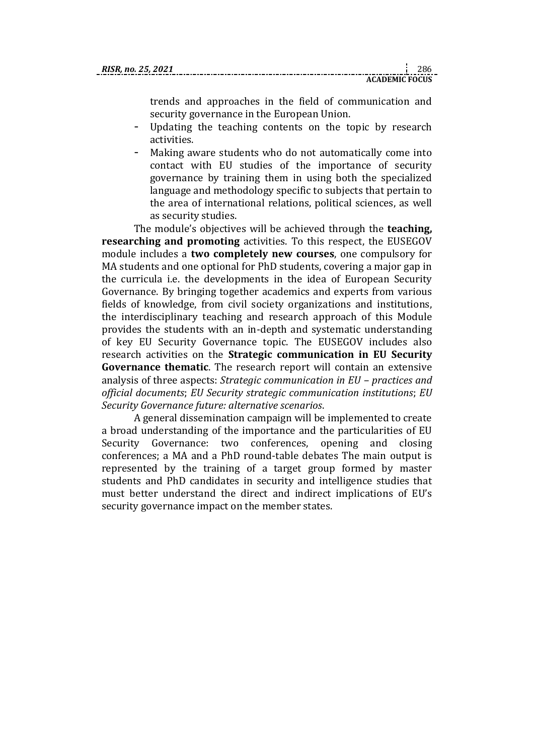trends and approaches in the field of communication and security governance in the European Union.

- Updating the teaching contents on the topic by research activities.
- Making aware students who do not automatically come into contact with EU studies of the importance of security governance by training them in using both the specialized language and methodology specific to subjects that pertain to the area of international relations, political sciences, as well as security studies.

The module's objectives will be achieved through the **teaching, researching and promoting** activities. To this respect, the EUSEGOV module includes a **two completely new courses**, one compulsory for MA students and one optional for PhD students, covering a major gap in the curricula i.e. the developments in the idea of European Security Governance. By bringing together academics and experts from various fields of knowledge, from civil society organizations and institutions, the interdisciplinary teaching and research approach of this Module provides the students with an in-depth and systematic understanding of key EU Security Governance topic. The EUSEGOV includes also research activities on the **Strategic communication in EU Security Governance thematic**. The research report will contain an extensive analysis of three aspects: *Strategic communication in EU – practices and official documents*; *EU Security strategic communication institutions*; *EU Security Governance future: alternative scenarios*.

A general dissemination campaign will be implemented to create a broad understanding of the importance and the particularities of EU Security Governance: two conferences, opening and closing conferences; a MA and a PhD round-table debates The main output is represented by the training of a target group formed by master students and PhD candidates in security and intelligence studies that must better understand the direct and indirect implications of EU's security governance impact on the member states.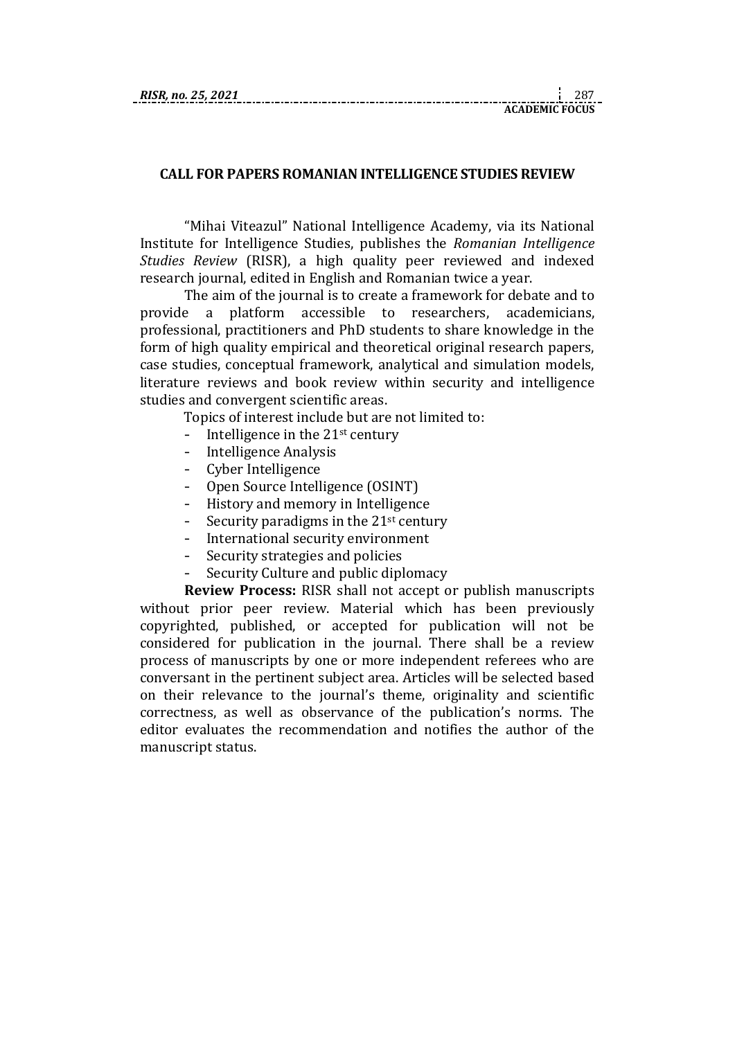# CALL FOR PAPERS ROMANIAN INTELLIGENCE STUDIES REVIEW

"Mihai Viteazul" National Intelligence Academy, via its National Institute for Intelligence Studies, publishes the *Romanian Intelligence Studies Review* (RISR), a high quality peer reviewed and indexed research journal, edited in English and Romanian twice a year.

The aim of the journal is to create a framework for debate and to provide a platform accessible to researchers, academicians, professional, practitioners and PhD students to share knowledge in the form of high quality empirical and theoretical original research papers, case studies, conceptual framework, analytical and simulation models, literature reviews and book review within security and intelligence studies and convergent scientific areas.

Topics of interest include but are not limited to:

- Intelligence in the 21st century
- Intelligence Analysis
- Cyber Intelligence
- Open Source Intelligence (OSINT)
- History and memory in Intelligence
- Security paradigms in the 21st century
- International security environment
- Security strategies and policies
- Security Culture and public diplomacy

**Review Process:** RISR shall not accept or publish manuscripts without prior peer review. Material which has been previously copyrighted, published, or accepted for publication will not be considered for publication in the journal. There shall be a review process of manuscripts by one or more independent referees who are conversant in the pertinent subject area. Articles will be selected based on their relevance to the journal's theme, originality and scientific correctness, as well as observance of the publication's norms. The editor evaluates the recommendation and notifies the author of the manuscript status.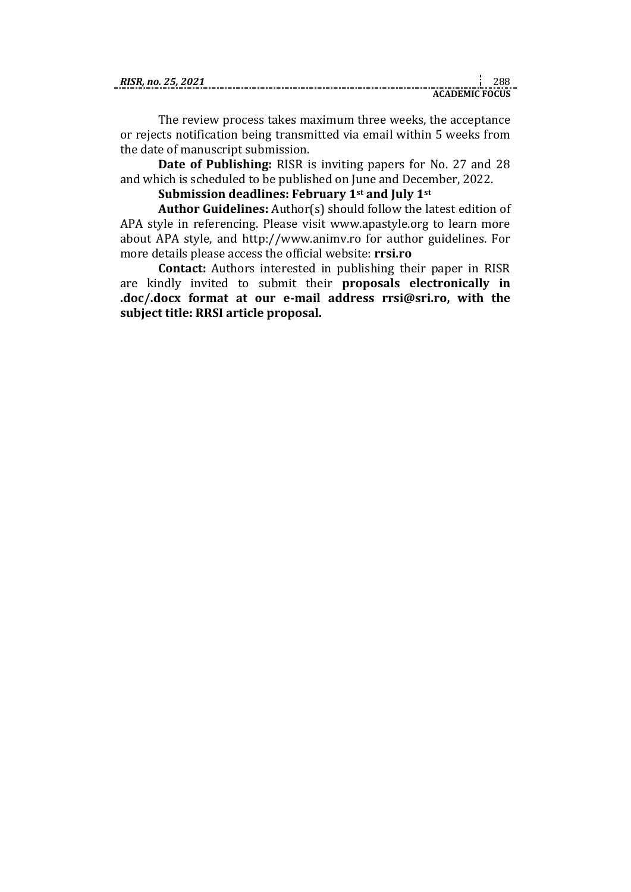The review process takes maximum three weeks, the acceptance or rejects notification being transmitted via email within 5 weeks from the date of manuscript submission.

**Date of Publishing:** RISR is inviting papers for No. 27 and 28 and which is scheduled to be published on June and December, 2022.

**Submission deadlines: February 1st and July 1st**

**Author Guidelines:** Author(s) should follow the latest edition of APA style in referencing. Please visit www.apastyle.org to learn more about APA style, and http://www.animv.ro for author guidelines. For more details please access the official website: **rrsi.ro**

**Contact:** Authors interested in publishing their paper in RISR are kindly invited to submit their **proposals electronically in .doc/.docx format at our e-mail address rrsi@sri.ro, with the subject title: RRSI article proposal.**